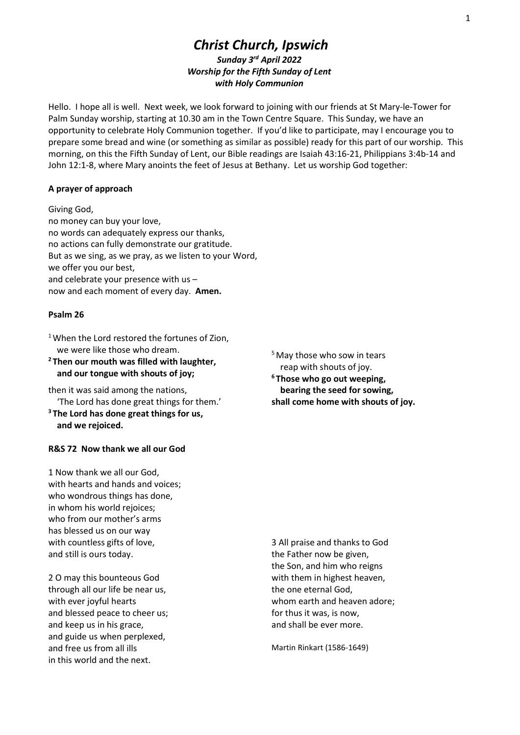# *Christ Church, Ipswich*

***Sunday 3rd April 2022***
***Worship for the Fifth Sunday of Lent***
***with Holy Communion***

Hello. I hope all is well. Next week, we look forward to joining with our friends at St Mary-le-Tower for Palm Sunday worship, starting at 10.30 am in the Town Centre Square. This Sunday, we have an opportunity to celebrate Holy Communion together. If you'd like to participate, may I encourage you to prepare some bread and wine (or something as similar as possible) ready for this part of our worship. This morning, on this the Fifth Sunday of Lent, our Bible readings are Isaiah 43:16-21, Philippians 3:4b-14 and John 12:1-8, where Mary anoints the feet of Jesus at Bethany. Let us worship God together:

**A prayer of approach**

Giving God,
no money can buy your love,
no words can adequately express our thanks,
no actions can fully demonstrate our gratitude.
But as we sing, as we pray, as we listen to your Word,
we offer you our best,
and celebrate your presence with us –
now and each moment of every day. **Amen.**

**Psalm 26**

1 When the Lord restored the fortunes of Zion,
we were like those who dream.
**2 Then our mouth was filled with laughter,**
**and our tongue with shouts of joy;**

then it was said among the nations,
'The Lord has done great things for them.'
**3 The Lord has done great things for us,**
**and we rejoiced.**

5 May those who sow in tears
reap with shouts of joy.
**6 Those who go out weeping,**
**bearing the seed for sowing,**
**shall come home with shouts of joy.**

**R&S 72 Now thank we all our God**

1 Now thank we all our God,
with hearts and hands and voices;
who wondrous things has done,
in whom his world rejoices;
who from our mother's arms
has blessed us on our way
with countless gifts of love,
and still is ours today.

2 O may this bounteous God
through all our life be near us,
with ever joyful hearts
and blessed peace to cheer us;
and keep us in his grace,
and guide us when perplexed,
and free us from all ills
in this world and the next.

3 All praise and thanks to God
the Father now be given,
the Son, and him who reigns
with them in highest heaven,
the one eternal God,
whom earth and heaven adore;
for thus it was, is now,
and shall be ever more.

Martin Rinkart (1586-1649)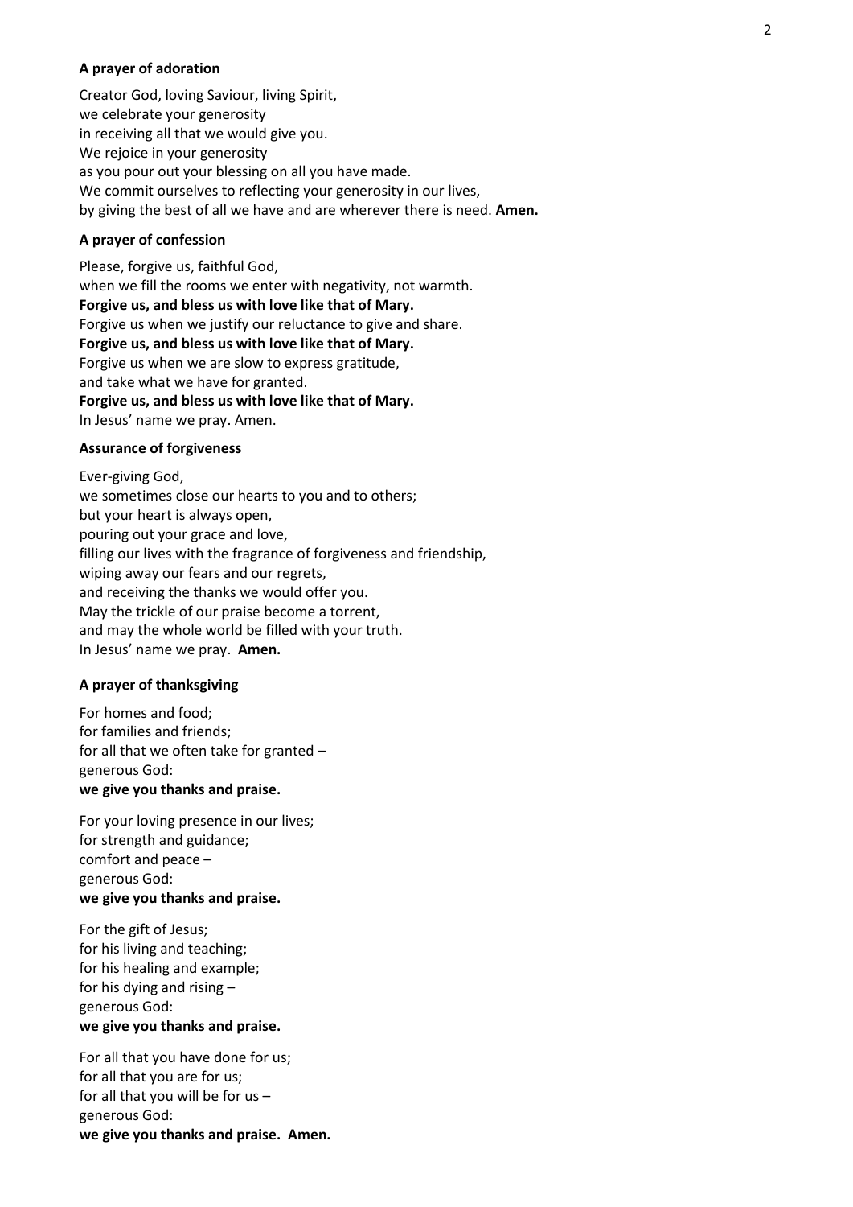**A prayer of adoration**

Creator God, loving Saviour, living Spirit,
we celebrate your generosity
in receiving all that we would give you.
We rejoice in your generosity
as you pour out your blessing on all you have made.
We commit ourselves to reflecting your generosity in our lives,
by giving the best of all we have and are wherever there is need. **Amen.**

**A prayer of confession**

Please, forgive us, faithful God,
when we fill the rooms we enter with negativity, not warmth.
**Forgive us, and bless us with love like that of Mary.**
Forgive us when we justify our reluctance to give and share.
**Forgive us, and bless us with love like that of Mary.**
Forgive us when we are slow to express gratitude,
and take what we have for granted.
**Forgive us, and bless us with love like that of Mary.**
In Jesus' name we pray. Amen.

**Assurance of forgiveness**

Ever-giving God,
we sometimes close our hearts to you and to others;
but your heart is always open,
pouring out your grace and love,
filling our lives with the fragrance of forgiveness and friendship,
wiping away our fears and our regrets,
and receiving the thanks we would offer you.
May the trickle of our praise become a torrent,
and may the whole world be filled with your truth.
In Jesus' name we pray. **Amen.**

**A prayer of thanksgiving**

For homes and food;
for families and friends;
for all that we often take for granted –
generous God:
**we give you thanks and praise.**

For your loving presence in our lives;
for strength and guidance;
comfort and peace –
generous God:
**we give you thanks and praise.**

For the gift of Jesus;
for his living and teaching;
for his healing and example;
for his dying and rising –
generous God:
**we give you thanks and praise.**

For all that you have done for us;
for all that you are for us;
for all that you will be for us –
generous God:
**we give you thanks and praise. Amen.**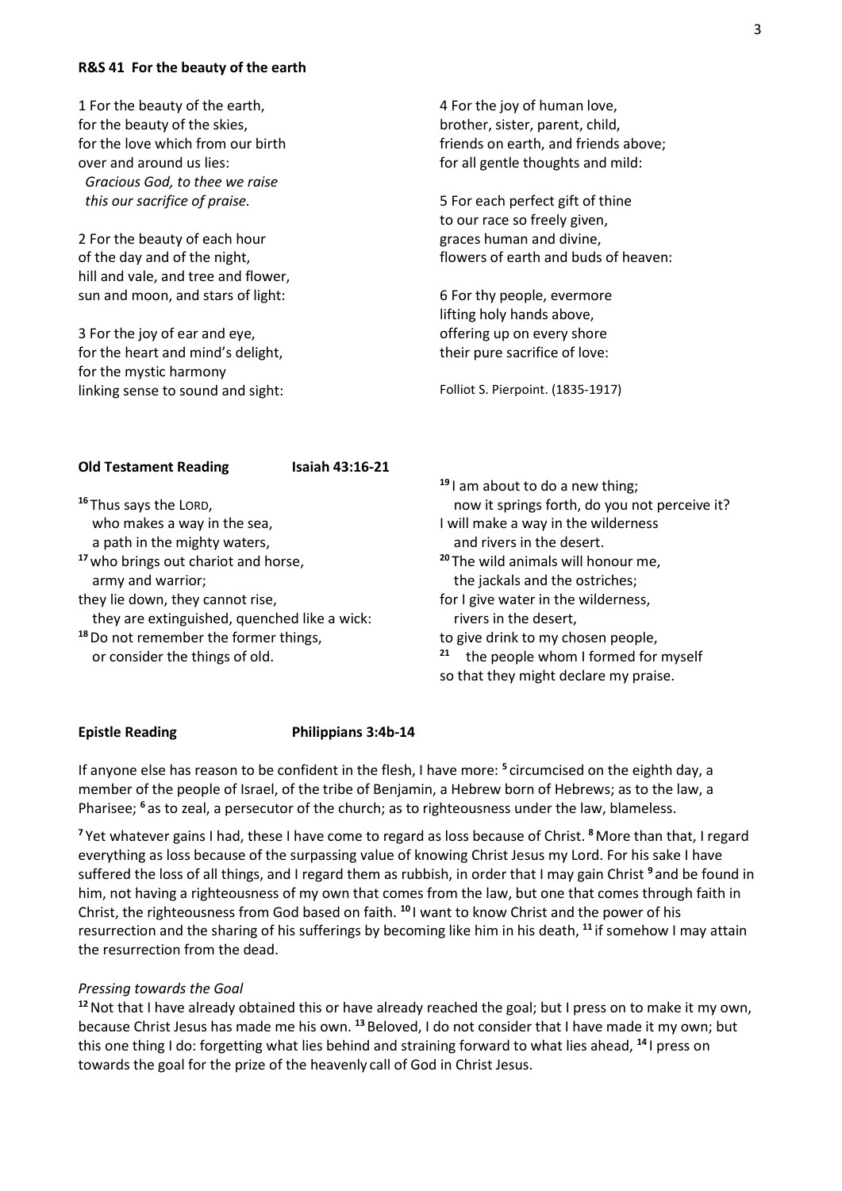**R&S 41 For the beauty of the earth**

1 For the beauty of the earth,
for the beauty of the skies,
for the love which from our birth
over and around us lies:
*Gracious God, to thee we raise*
*this our sacrifice of praise.*

2 For the beauty of each hour
of the day and of the night,
hill and vale, and tree and flower,
sun and moon, and stars of light:

3 For the joy of ear and eye,
for the heart and mind's delight,
for the mystic harmony
linking sense to sound and sight:

4 For the joy of human love,
brother, sister, parent, child,
friends on earth, and friends above;
for all gentle thoughts and mild:

5 For each perfect gift of thine
to our race so freely given,
graces human and divine,
flowers of earth and buds of heaven:

6 For thy people, evermore
lifting holy hands above,
offering up on every shore
their pure sacrifice of love:

Folliot S. Pierpoint. (1835-1917)

**Old Testament Reading Isaiah 43:16-21**

[16] Thus says the LORD,
who makes a way in the sea,
a path in the mighty waters,
[17] who brings out chariot and horse,
army and warrior;
they lie down, they cannot rise,
they are extinguished, quenched like a wick:
[18] Do not remember the former things,
or consider the things of old.
[19] I am about to do a new thing;
now it springs forth, do you not perceive it?
I will make a way in the wilderness
and rivers in the desert.
[20] The wild animals will honour me,
the jackals and the ostriches;
for I give water in the wilderness,
rivers in the desert,
to give drink to my chosen people,
[21] the people whom I formed for myself
so that they might declare my praise.

**Epistle Reading Philippians 3:4b-14**

If anyone else has reason to be confident in the flesh, I have more: [5] circumcised on the eighth day, a member of the people of Israel, of the tribe of Benjamin, a Hebrew born of Hebrews; as to the law, a Pharisee; [6] as to zeal, a persecutor of the church; as to righteousness under the law, blameless.

[7] Yet whatever gains I had, these I have come to regard as loss because of Christ. [8] More than that, I regard everything as loss because of the surpassing value of knowing Christ Jesus my Lord. For his sake I have suffered the loss of all things, and I regard them as rubbish, in order that I may gain Christ [9] and be found in him, not having a righteousness of my own that comes from the law, but one that comes through faith in Christ, the righteousness from God based on faith. [10] I want to know Christ and the power of his resurrection and the sharing of his sufferings by becoming like him in his death, [11] if somehow I may attain the resurrection from the dead.

*Pressing towards the Goal*

[12] Not that I have already obtained this or have already reached the goal; but I press on to make it my own, because Christ Jesus has made me his own. [13] Beloved, I do not consider that I have made it my own; but this one thing I do: forgetting what lies behind and straining forward to what lies ahead, [14] I press on towards the goal for the prize of the heavenly call of God in Christ Jesus.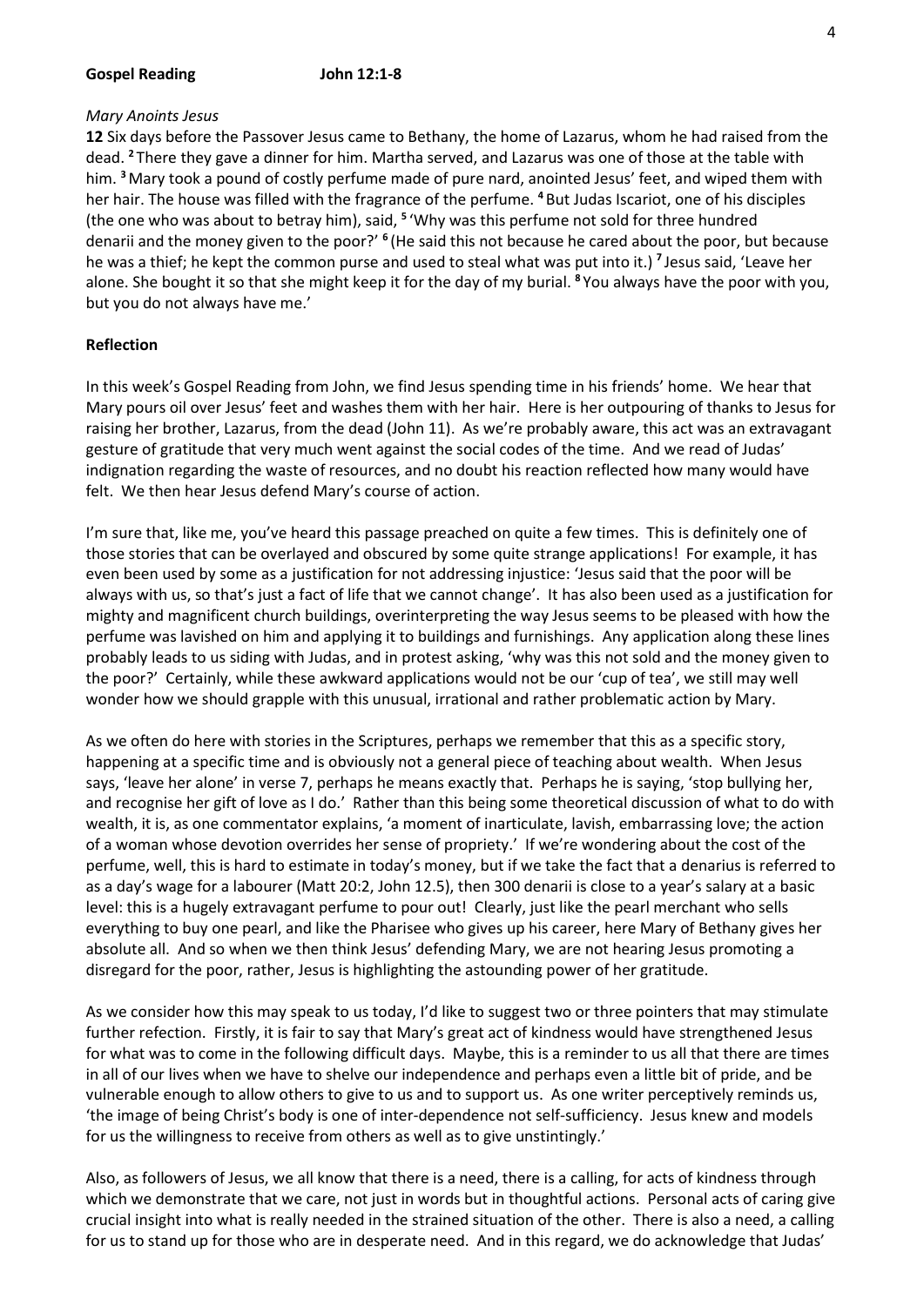**Gospel Reading John 12:1-8**

*Mary Anoints Jesus*

**12** Six days before the Passover Jesus came to Bethany, the home of Lazarus, whom he had raised from the dead. **2** There they gave a dinner for him. Martha served, and Lazarus was one of those at the table with him. **3** Mary took a pound of costly perfume made of pure nard, anointed Jesus' feet, and wiped them with her hair. The house was filled with the fragrance of the perfume. **4** But Judas Iscariot, one of his disciples (the one who was about to betray him), said, **5** 'Why was this perfume not sold for three hundred denarii and the money given to the poor?' **6** (He said this not because he cared about the poor, but because he was a thief; he kept the common purse and used to steal what was put into it.) **7** Jesus said, 'Leave her alone. She bought it so that she might keep it for the day of my burial. **8** You always have the poor with you, but you do not always have me.'

**Reflection**

In this week's Gospel Reading from John, we find Jesus spending time in his friends' home. We hear that Mary pours oil over Jesus' feet and washes them with her hair. Here is her outpouring of thanks to Jesus for raising her brother, Lazarus, from the dead (John 11). As we're probably aware, this act was an extravagant gesture of gratitude that very much went against the social codes of the time. And we read of Judas' indignation regarding the waste of resources, and no doubt his reaction reflected how many would have felt. We then hear Jesus defend Mary's course of action.

I'm sure that, like me, you've heard this passage preached on quite a few times. This is definitely one of those stories that can be overlayed and obscured by some quite strange applications! For example, it has even been used by some as a justification for not addressing injustice: 'Jesus said that the poor will be always with us, so that's just a fact of life that we cannot change'. It has also been used as a justification for mighty and magnificent church buildings, overinterpreting the way Jesus seems to be pleased with how the perfume was lavished on him and applying it to buildings and furnishings. Any application along these lines probably leads to us siding with Judas, and in protest asking, 'why was this not sold and the money given to the poor?' Certainly, while these awkward applications would not be our 'cup of tea', we still may well wonder how we should grapple with this unusual, irrational and rather problematic action by Mary.

As we often do here with stories in the Scriptures, perhaps we remember that this as a specific story, happening at a specific time and is obviously not a general piece of teaching about wealth. When Jesus says, 'leave her alone' in verse 7, perhaps he means exactly that. Perhaps he is saying, 'stop bullying her, and recognise her gift of love as I do.' Rather than this being some theoretical discussion of what to do with wealth, it is, as one commentator explains, 'a moment of inarticulate, lavish, embarrassing love; the action of a woman whose devotion overrides her sense of propriety.' If we're wondering about the cost of the perfume, well, this is hard to estimate in today's money, but if we take the fact that a denarius is referred to as a day's wage for a labourer (Matt 20:2, John 12.5), then 300 denarii is close to a year's salary at a basic level: this is a hugely extravagant perfume to pour out! Clearly, just like the pearl merchant who sells everything to buy one pearl, and like the Pharisee who gives up his career, here Mary of Bethany gives her absolute all. And so when we then think Jesus' defending Mary, we are not hearing Jesus promoting a disregard for the poor, rather, Jesus is highlighting the astounding power of her gratitude.

As we consider how this may speak to us today, I'd like to suggest two or three pointers that may stimulate further refection. Firstly, it is fair to say that Mary's great act of kindness would have strengthened Jesus for what was to come in the following difficult days. Maybe, this is a reminder to us all that there are times in all of our lives when we have to shelve our independence and perhaps even a little bit of pride, and be vulnerable enough to allow others to give to us and to support us. As one writer perceptively reminds us, 'the image of being Christ's body is one of inter-dependence not self-sufficiency. Jesus knew and models for us the willingness to receive from others as well as to give unstintingly.'

Also, as followers of Jesus, we all know that there is a need, there is a calling, for acts of kindness through which we demonstrate that we care, not just in words but in thoughtful actions. Personal acts of caring give crucial insight into what is really needed in the strained situation of the other. There is also a need, a calling for us to stand up for those who are in desperate need. And in this regard, we do acknowledge that Judas'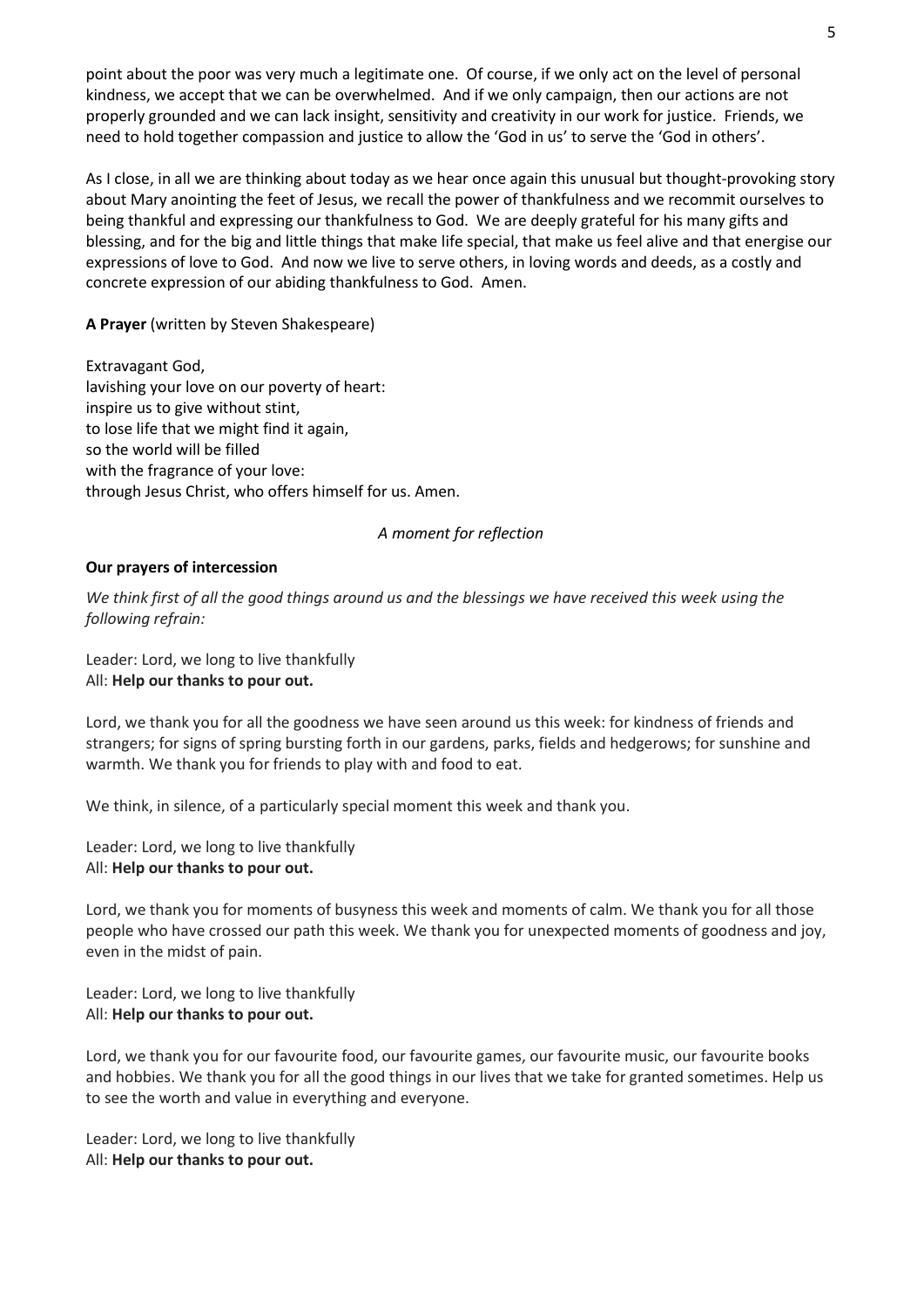point about the poor was very much a legitimate one. Of course, if we only act on the level of personal kindness, we accept that we can be overwhelmed. And if we only campaign, then our actions are not properly grounded and we can lack insight, sensitivity and creativity in our work for justice. Friends, we need to hold together compassion and justice to allow the 'God in us' to serve the 'God in others'.

As I close, in all we are thinking about today as we hear once again this unusual but thought-provoking story about Mary anointing the feet of Jesus, we recall the power of thankfulness and we recommit ourselves to being thankful and expressing our thankfulness to God. We are deeply grateful for his many gifts and blessing, and for the big and little things that make life special, that make us feel alive and that energise our expressions of love to God. And now we live to serve others, in loving words and deeds, as a costly and concrete expression of our abiding thankfulness to God. Amen.

**A Prayer** (written by Steven Shakespeare)

Extravagant God,
lavishing your love on our poverty of heart:
inspire us to give without stint,
to lose life that we might find it again,
so the world will be filled
with the fragrance of your love:
through Jesus Christ, who offers himself for us. Amen.

*A moment for reflection*

**Our prayers of intercession**

*We think first of all the good things around us and the blessings we have received this week using the following refrain:*

Leader: Lord, we long to live thankfully
All: **Help our thanks to pour out.**

Lord, we thank you for all the goodness we have seen around us this week: for kindness of friends and strangers; for signs of spring bursting forth in our gardens, parks, fields and hedgerows; for sunshine and warmth. We thank you for friends to play with and food to eat.

We think, in silence, of a particularly special moment this week and thank you.

Leader: Lord, we long to live thankfully
All: **Help our thanks to pour out.**

Lord, we thank you for moments of busyness this week and moments of calm. We thank you for all those people who have crossed our path this week. We thank you for unexpected moments of goodness and joy, even in the midst of pain.

Leader: Lord, we long to live thankfully
All: **Help our thanks to pour out.**

Lord, we thank you for our favourite food, our favourite games, our favourite music, our favourite books and hobbies. We thank you for all the good things in our lives that we take for granted sometimes. Help us to see the worth and value in everything and everyone.

Leader: Lord, we long to live thankfully
All: **Help our thanks to pour out.**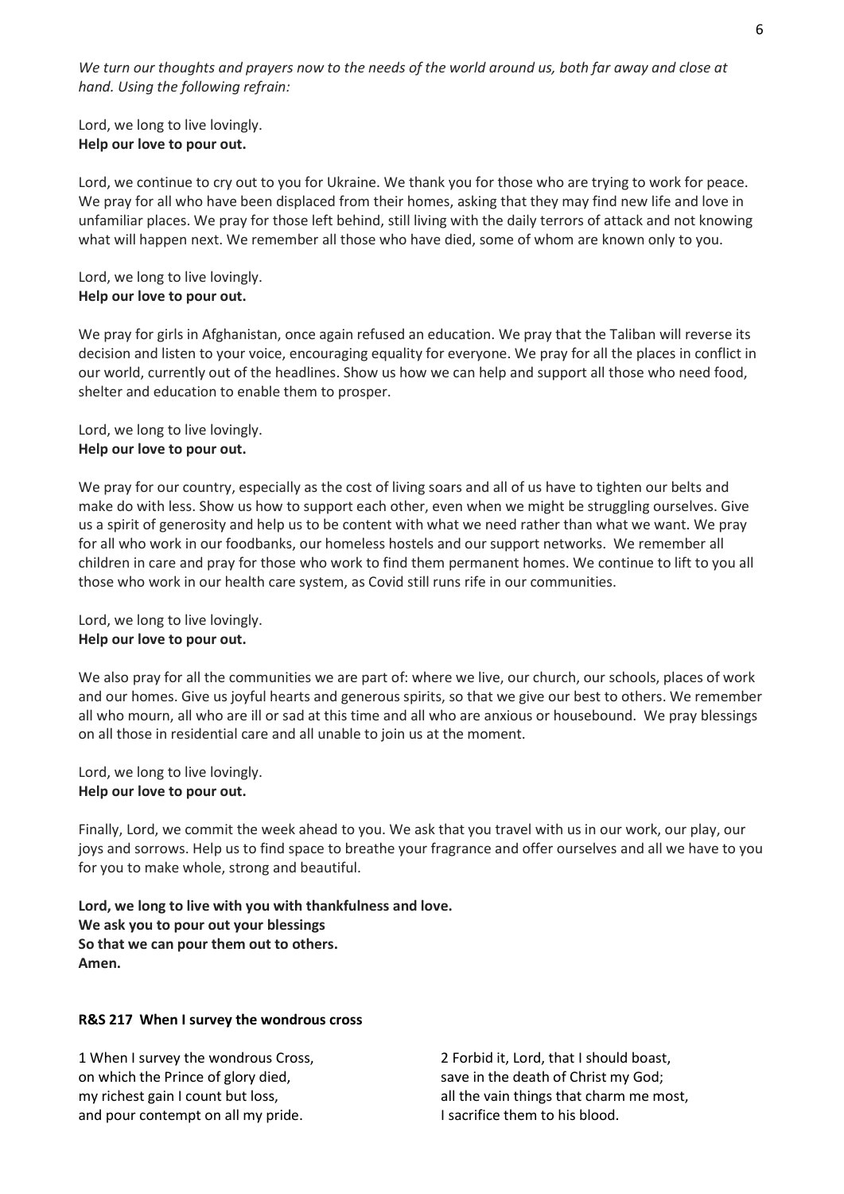*We turn our thoughts and prayers now to the needs of the world around us, both far away and close at hand. Using the following refrain:*

Lord, we long to live lovingly.
**Help our love to pour out.**

Lord, we continue to cry out to you for Ukraine. We thank you for those who are trying to work for peace. We pray for all who have been displaced from their homes, asking that they may find new life and love in unfamiliar places. We pray for those left behind, still living with the daily terrors of attack and not knowing what will happen next. We remember all those who have died, some of whom are known only to you.

Lord, we long to live lovingly.
**Help our love to pour out.**

We pray for girls in Afghanistan, once again refused an education. We pray that the Taliban will reverse its decision and listen to your voice, encouraging equality for everyone. We pray for all the places in conflict in our world, currently out of the headlines. Show us how we can help and support all those who need food, shelter and education to enable them to prosper.

Lord, we long to live lovingly.
**Help our love to pour out.**

We pray for our country, especially as the cost of living soars and all of us have to tighten our belts and make do with less. Show us how to support each other, even when we might be struggling ourselves. Give us a spirit of generosity and help us to be content with what we need rather than what we want. We pray for all who work in our foodbanks, our homeless hostels and our support networks. We remember all children in care and pray for those who work to find them permanent homes. We continue to lift to you all those who work in our health care system, as Covid still runs rife in our communities.

Lord, we long to live lovingly.
**Help our love to pour out.**

We also pray for all the communities we are part of: where we live, our church, our schools, places of work and our homes. Give us joyful hearts and generous spirits, so that we give our best to others. We remember all who mourn, all who are ill or sad at this time and all who are anxious or housebound. We pray blessings on all those in residential care and all unable to join us at the moment.

Lord, we long to live lovingly.
**Help our love to pour out.**

Finally, Lord, we commit the week ahead to you. We ask that you travel with us in our work, our play, our joys and sorrows. Help us to find space to breathe your fragrance and offer ourselves and all we have to you for you to make whole, strong and beautiful.

**Lord, we long to live with you with thankfulness and love.**
**We ask you to pour out your blessings**
**So that we can pour them out to others.**
**Amen.**

**R&S 217 When I survey the wondrous cross**

1 When I survey the wondrous Cross,
on which the Prince of glory died,
my richest gain I count but loss,
and pour contempt on all my pride.

2 Forbid it, Lord, that I should boast,
save in the death of Christ my God;
all the vain things that charm me most,
I sacrifice them to his blood.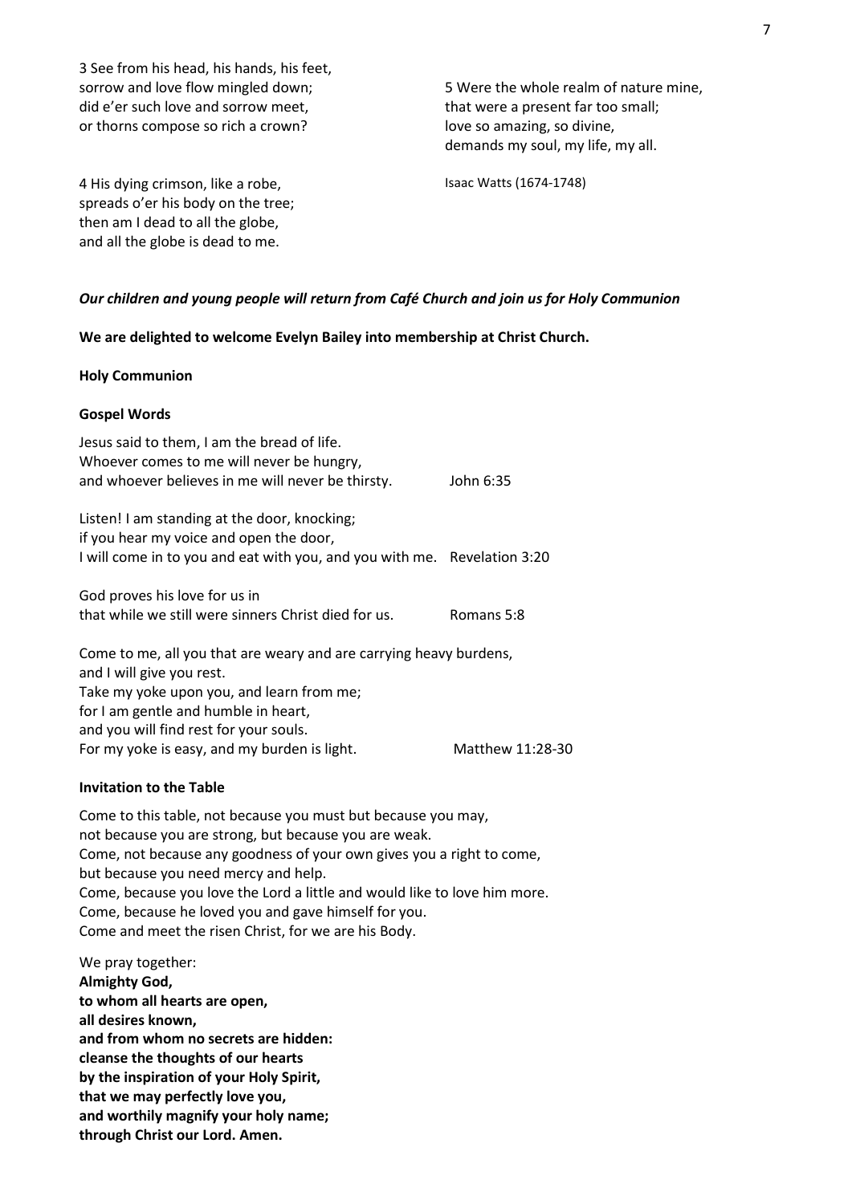3 See from his head, his hands, his feet,
sorrow and love flow mingled down;
did e'er such love and sorrow meet,
or thorns compose so rich a crown?

4 His dying crimson, like a robe,
spreads o'er his body on the tree;
then am I dead to all the globe,
and all the globe is dead to me.

5 Were the whole realm of nature mine,
that were a present far too small;
love so amazing, so divine,
demands my soul, my life, my all.

Isaac Watts (1674-1748)

***Our children and young people will return from Café Church and join us for Holy Communion***

**We are delighted to welcome Evelyn Bailey into membership at Christ Church.**

**Holy Communion**

**Gospel Words**

Jesus said to them, I am the bread of life.
Whoever comes to me will never be hungry,
and whoever believes in me will never be thirsty. John 6:35

Listen! I am standing at the door, knocking;
if you hear my voice and open the door,
I will come in to you and eat with you, and you with me. Revelation 3:20

God proves his love for us in
that while we still were sinners Christ died for us. Romans 5:8

Come to me, all you that are weary and are carrying heavy burdens,
and I will give you rest.
Take my yoke upon you, and learn from me;
for I am gentle and humble in heart,
and you will find rest for your souls.
For my yoke is easy, and my burden is light. Matthew 11:28-30

**Invitation to the Table**

Come to this table, not because you must but because you may,
not because you are strong, but because you are weak.
Come, not because any goodness of your own gives you a right to come,
but because you need mercy and help.
Come, because you love the Lord a little and would like to love him more.
Come, because he loved you and gave himself for you.
Come and meet the risen Christ, for we are his Body.

We pray together:
**Almighty God,**
**to whom all hearts are open,**
**all desires known,**
**and from whom no secrets are hidden:**
**cleanse the thoughts of our hearts**
**by the inspiration of your Holy Spirit,**
**that we may perfectly love you,**
**and worthily magnify your holy name;**
**through Christ our Lord. Amen.**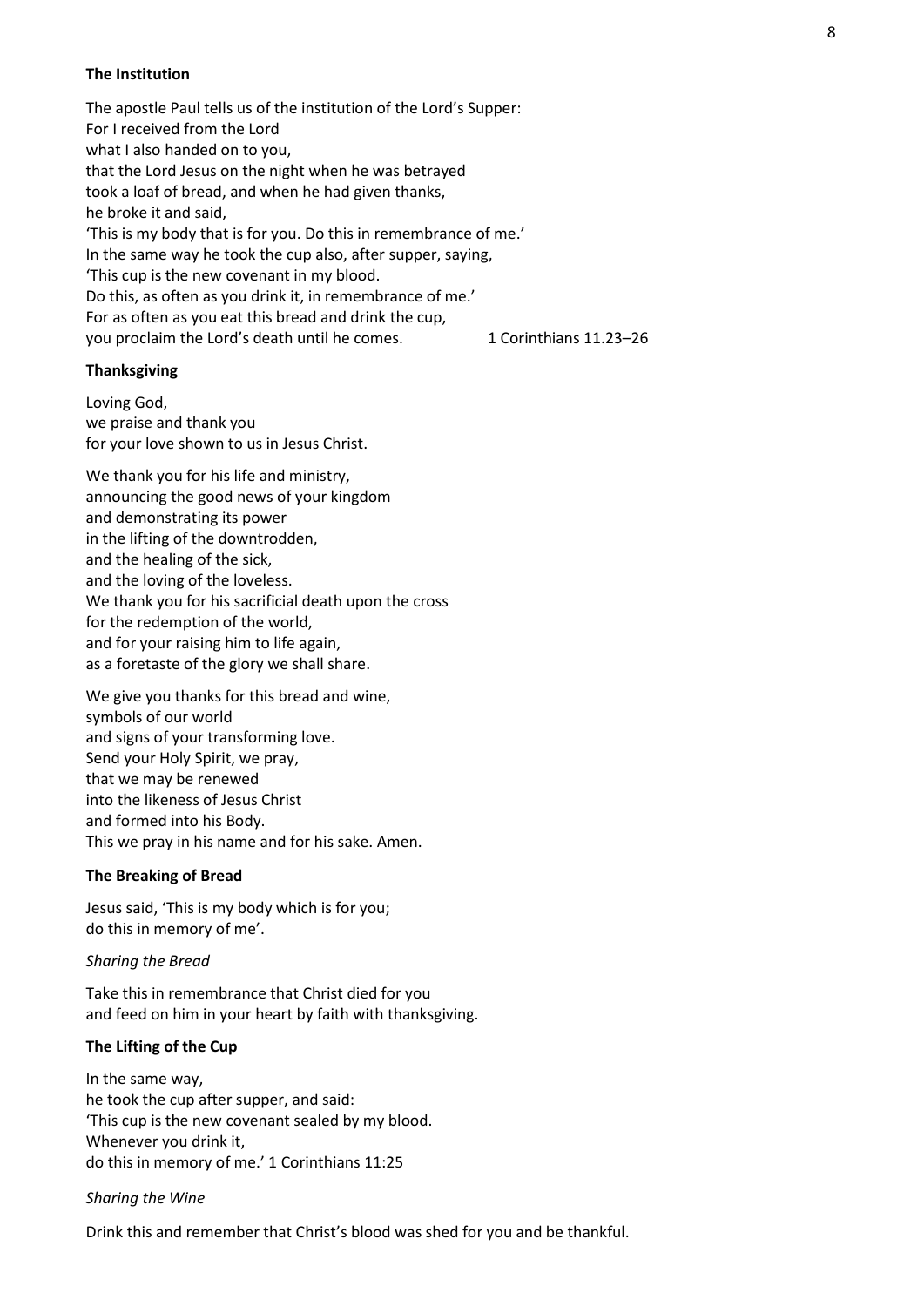**The Institution**

The apostle Paul tells us of the institution of the Lord's Supper:
For I received from the Lord
what I also handed on to you,
that the Lord Jesus on the night when he was betrayed
took a loaf of bread, and when he had given thanks,
he broke it and said,
'This is my body that is for you. Do this in remembrance of me.'
In the same way he took the cup also, after supper, saying,
'This cup is the new covenant in my blood.
Do this, as often as you drink it, in remembrance of me.'
For as often as you eat this bread and drink the cup,
you proclaim the Lord's death until he comes. 1 Corinthians 11.23–26

**Thanksgiving**

Loving God,
we praise and thank you
for your love shown to us in Jesus Christ.

We thank you for his life and ministry,
announcing the good news of your kingdom
and demonstrating its power
in the lifting of the downtrodden,
and the healing of the sick,
and the loving of the loveless.
We thank you for his sacrificial death upon the cross
for the redemption of the world,
and for your raising him to life again,
as a foretaste of the glory we shall share.

We give you thanks for this bread and wine,
symbols of our world
and signs of your transforming love.
Send your Holy Spirit, we pray,
that we may be renewed
into the likeness of Jesus Christ
and formed into his Body.
This we pray in his name and for his sake. Amen.

**The Breaking of Bread**

Jesus said, 'This is my body which is for you;
do this in memory of me'.

*Sharing the Bread*

Take this in remembrance that Christ died for you
and feed on him in your heart by faith with thanksgiving.

**The Lifting of the Cup**

In the same way,
he took the cup after supper, and said:
'This cup is the new covenant sealed by my blood.
Whenever you drink it,
do this in memory of me.' 1 Corinthians 11:25

*Sharing the Wine*

Drink this and remember that Christ's blood was shed for you and be thankful.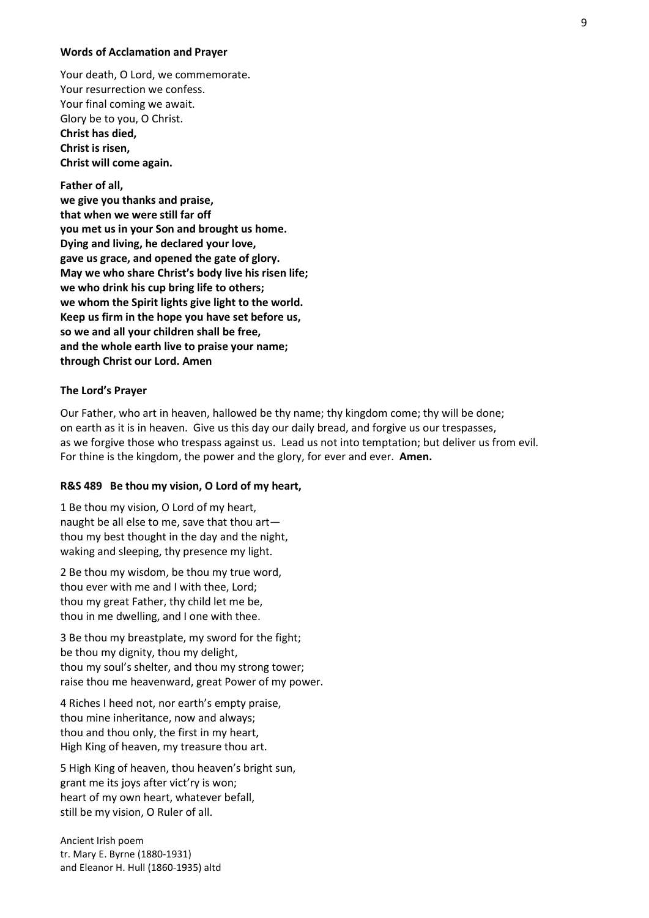**Words of Acclamation and Prayer**

Your death, O Lord, we commemorate.
Your resurrection we confess.
Your final coming we await.
Glory be to you, O Christ.
**Christ has died,**
**Christ is risen,**
**Christ will come again.**

**Father of all,**
**we give you thanks and praise,**
**that when we were still far off**
**you met us in your Son and brought us home.**
**Dying and living, he declared your love,**
**gave us grace, and opened the gate of glory.**
**May we who share Christ's body live his risen life;**
**we who drink his cup bring life to others;**
**we whom the Spirit lights give light to the world.**
**Keep us firm in the hope you have set before us,**
**so we and all your children shall be free,**
**and the whole earth live to praise your name;**
**through Christ our Lord. Amen**

**The Lord's Prayer**

Our Father, who art in heaven, hallowed be thy name; thy kingdom come; thy will be done; on earth as it is in heaven. Give us this day our daily bread, and forgive us our trespasses, as we forgive those who trespass against us. Lead us not into temptation; but deliver us from evil. For thine is the kingdom, the power and the glory, for ever and ever. **Amen.**

**R&S 489 Be thou my vision, O Lord of my heart,**

1 Be thou my vision, O Lord of my heart,
naught be all else to me, save that thou art—
thou my best thought in the day and the night,
waking and sleeping, thy presence my light.

2 Be thou my wisdom, be thou my true word,
thou ever with me and I with thee, Lord;
thou my great Father, thy child let me be,
thou in me dwelling, and I one with thee.

3 Be thou my breastplate, my sword for the fight;
be thou my dignity, thou my delight,
thou my soul's shelter, and thou my strong tower;
raise thou me heavenward, great Power of my power.

4 Riches I heed not, nor earth's empty praise,
thou mine inheritance, now and always;
thou and thou only, the first in my heart,
High King of heaven, my treasure thou art.

5 High King of heaven, thou heaven's bright sun,
grant me its joys after vict'ry is won;
heart of my own heart, whatever befall,
still be my vision, O Ruler of all.

Ancient Irish poem
tr. Mary E. Byrne (1880-1931)
and Eleanor H. Hull (1860-1935) altd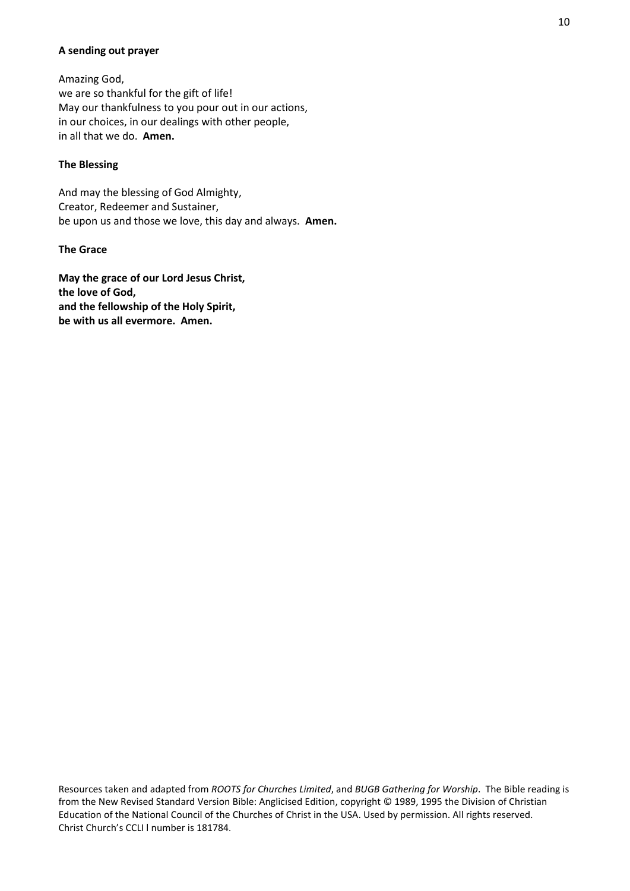**A sending out prayer**

Amazing God,
we are so thankful for the gift of life!
May our thankfulness to you pour out in our actions,
in our choices, in our dealings with other people,
in all that we do. **Amen.**

**The Blessing**

And may the blessing of God Almighty,
Creator, Redeemer and Sustainer,
be upon us and those we love, this day and always. **Amen.**

**The Grace**

**May the grace of our Lord Jesus Christ,
the love of God,
and the fellowship of the Holy Spirit,
be with us all evermore. Amen.**

Resources taken and adapted from *ROOTS for Churches Limited*, and *BUGB Gathering for Worship*. The Bible reading is from the New Revised Standard Version Bible: Anglicised Edition, copyright © 1989, 1995 the Division of Christian Education of the National Council of the Churches of Christ in the USA. Used by permission. All rights reserved. Christ Church's CCLI l number is 181784.